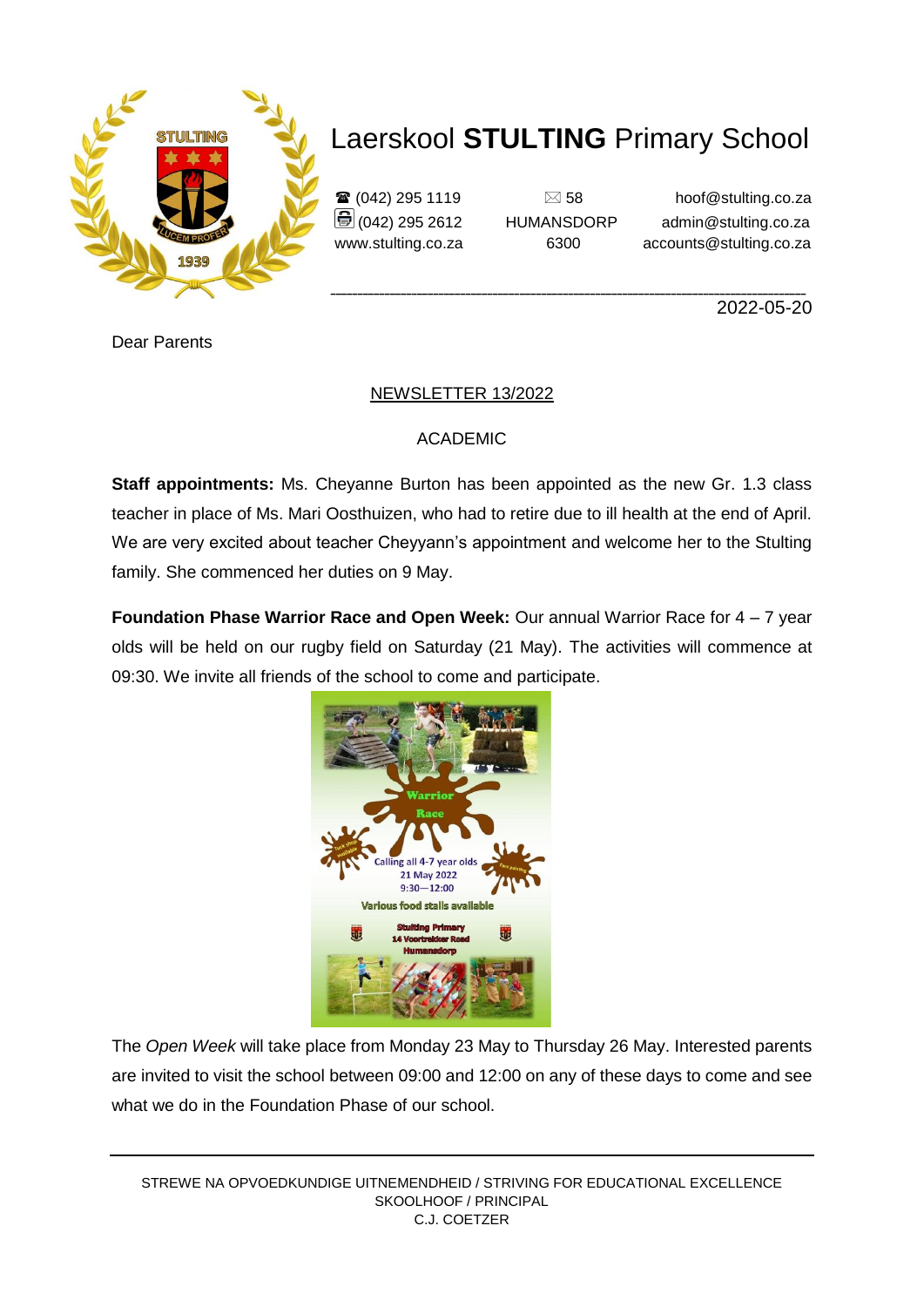# Laerskool **STULTING** Primary School

☎ (042) 295 1119
(042) 295 2612
www.stulting.co.za

✉ 58
HUMANSDORP
6300

hoof@stulting.co.za
admin@stulting.co.za
accounts@stulting.co.za

2022-05-20

Dear Parents

## NEWSLETTER 13/2022

### ACADEMIC

**Staff appointments:** Ms. Cheyanne Burton has been appointed as the new Gr. 1.3 class teacher in place of Ms. Mari Oosthuizen, who had to retire due to ill health at the end of April. We are very excited about teacher Cheyyann's appointment and welcome her to the Stulting family. She commenced her duties on 9 May.

**Foundation Phase Warrior Race and Open Week:** Our annual Warrior Race for 4 – 7 year olds will be held on our rugby field on Saturday (21 May). The activities will commence at 09:30. We invite all friends of the school to come and participate.

The *Open Week* will take place from Monday 23 May to Thursday 26 May. Interested parents are invited to visit the school between 09:00 and 12:00 on any of these days to come and see what we do in the Foundation Phase of our school.

STREWE NA OPVOEDKUNDIGE UITNEMENDHEID / STRIVING FOR EDUCATIONAL EXCELLENCE
SKOOLHOOF / PRINCIPAL
C.J. COETZER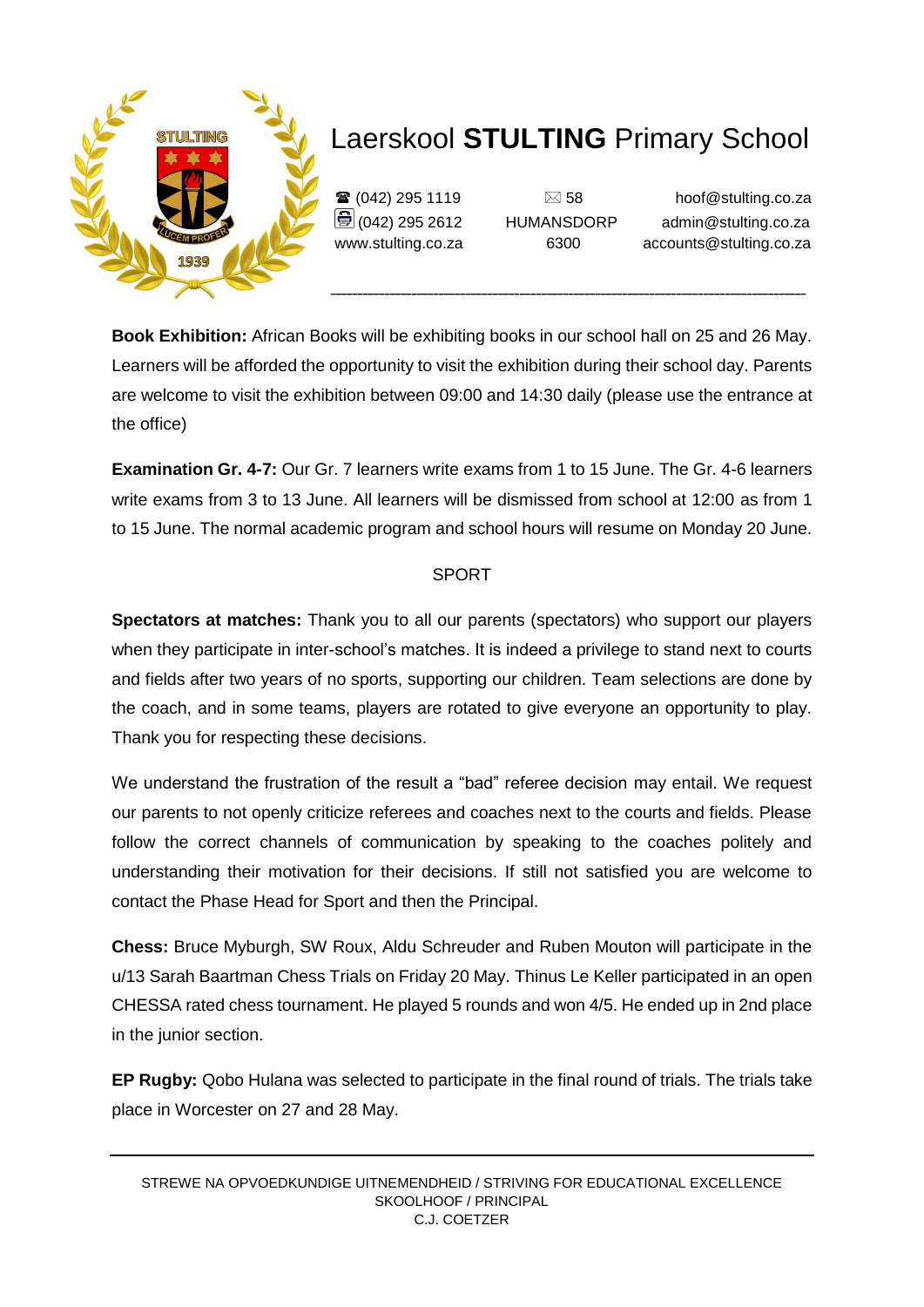# Laerskool **STULTING** Primary School

☎ (042) 295 1119
(042) 295 2612
www.stulting.co.za

✉ 58
HUMANSDORP
6300

hoof@stulting.co.za
admin@stulting.co.za
accounts@stulting.co.za

**Book Exhibition:** African Books will be exhibiting books in our school hall on 25 and 26 May. Learners will be afforded the opportunity to visit the exhibition during their school day. Parents are welcome to visit the exhibition between 09:00 and 14:30 daily (please use the entrance at the office)

**Examination Gr. 4-7:** Our Gr. 7 learners write exams from 1 to 15 June. The Gr. 4-6 learners write exams from 3 to 13 June. All learners will be dismissed from school at 12:00 as from 1 to 15 June. The normal academic program and school hours will resume on Monday 20 June.

## SPORT

**Spectators at matches:** Thank you to all our parents (spectators) who support our players when they participate in inter-school's matches. It is indeed a privilege to stand next to courts and fields after two years of no sports, supporting our children. Team selections are done by the coach, and in some teams, players are rotated to give everyone an opportunity to play. Thank you for respecting these decisions.

We understand the frustration of the result a "bad" referee decision may entail. We request our parents to not openly criticize referees and coaches next to the courts and fields. Please follow the correct channels of communication by speaking to the coaches politely and understanding their motivation for their decisions. If still not satisfied you are welcome to contact the Phase Head for Sport and then the Principal.

**Chess:** Bruce Myburgh, SW Roux, Aldu Schreuder and Ruben Mouton will participate in the u/13 Sarah Baartman Chess Trials on Friday 20 May. Thinus Le Keller participated in an open CHESSA rated chess tournament. He played 5 rounds and won 4/5. He ended up in 2nd place in the junior section.

**EP Rugby:** Qobo Hulana was selected to participate in the final round of trials. The trials take place in Worcester on 27 and 28 May.

STREWE NA OPVOEDKUNDIGE UITNEMENDHEID / STRIVING FOR EDUCATIONAL EXCELLENCE
SKOOLHOOF / PRINCIPAL
C.J. COETZER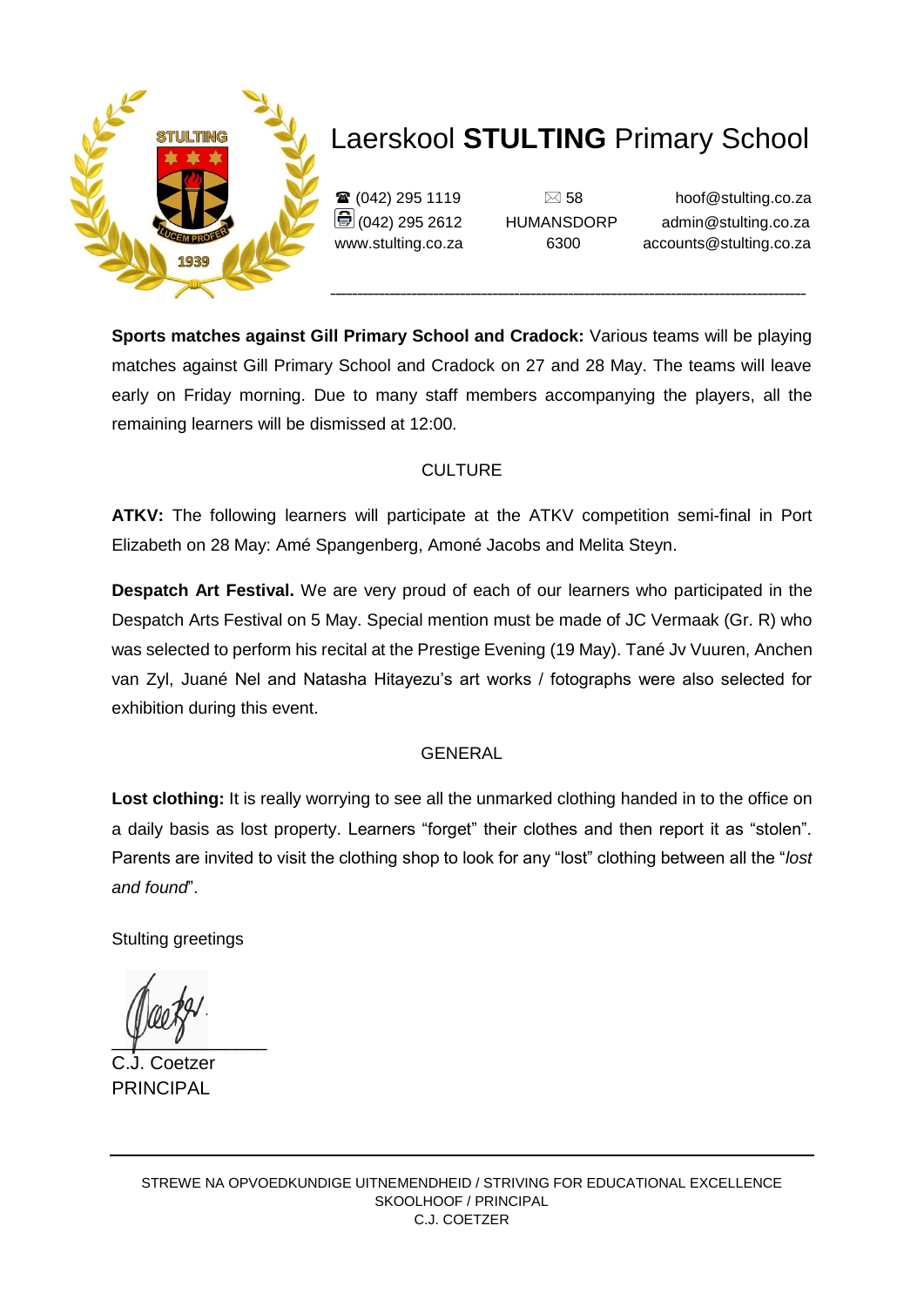# Laerskool **STULTING** Primary School

☎ (042) 295 1119
(042) 295 2612
www.stulting.co.za

✉ 58
HUMANSDORP
6300

hoof@stulting.co.za
admin@stulting.co.za
accounts@stulting.co.za

---

**Sports matches against Gill Primary School and Cradock:** Various teams will be playing matches against Gill Primary School and Cradock on 27 and 28 May. The teams will leave early on Friday morning. Due to many staff members accompanying the players, all the remaining learners will be dismissed at 12:00.

## CULTURE

**ATKV:** The following learners will participate at the ATKV competition semi-final in Port Elizabeth on 28 May: Amé Spangenberg, Amoné Jacobs and Melita Steyn.

**Despatch Art Festival.** We are very proud of each of our learners who participated in the Despatch Arts Festival on 5 May. Special mention must be made of JC Vermaak (Gr. R) who was selected to perform his recital at the Prestige Evening (19 May). Tané Jv Vuuren, Anchen van Zyl, Juané Nel and Natasha Hitayezu's art works / fotographs were also selected for exhibition during this event.

## GENERAL

**Lost clothing:** It is really worrying to see all the unmarked clothing handed in to the office on a daily basis as lost property. Learners "forget" their clothes and then report it as "stolen". Parents are invited to visit the clothing shop to look for any "lost" clothing between all the "*lost and found*".

Stulting greetings

C.J. Coetzer
PRINCIPAL

---

STREWE NA OPVOEDKUNDIGE UITNEMENDHEID / STRIVING FOR EDUCATIONAL EXCELLENCE
SKOOLHOOF / PRINCIPAL
C.J. COETZER